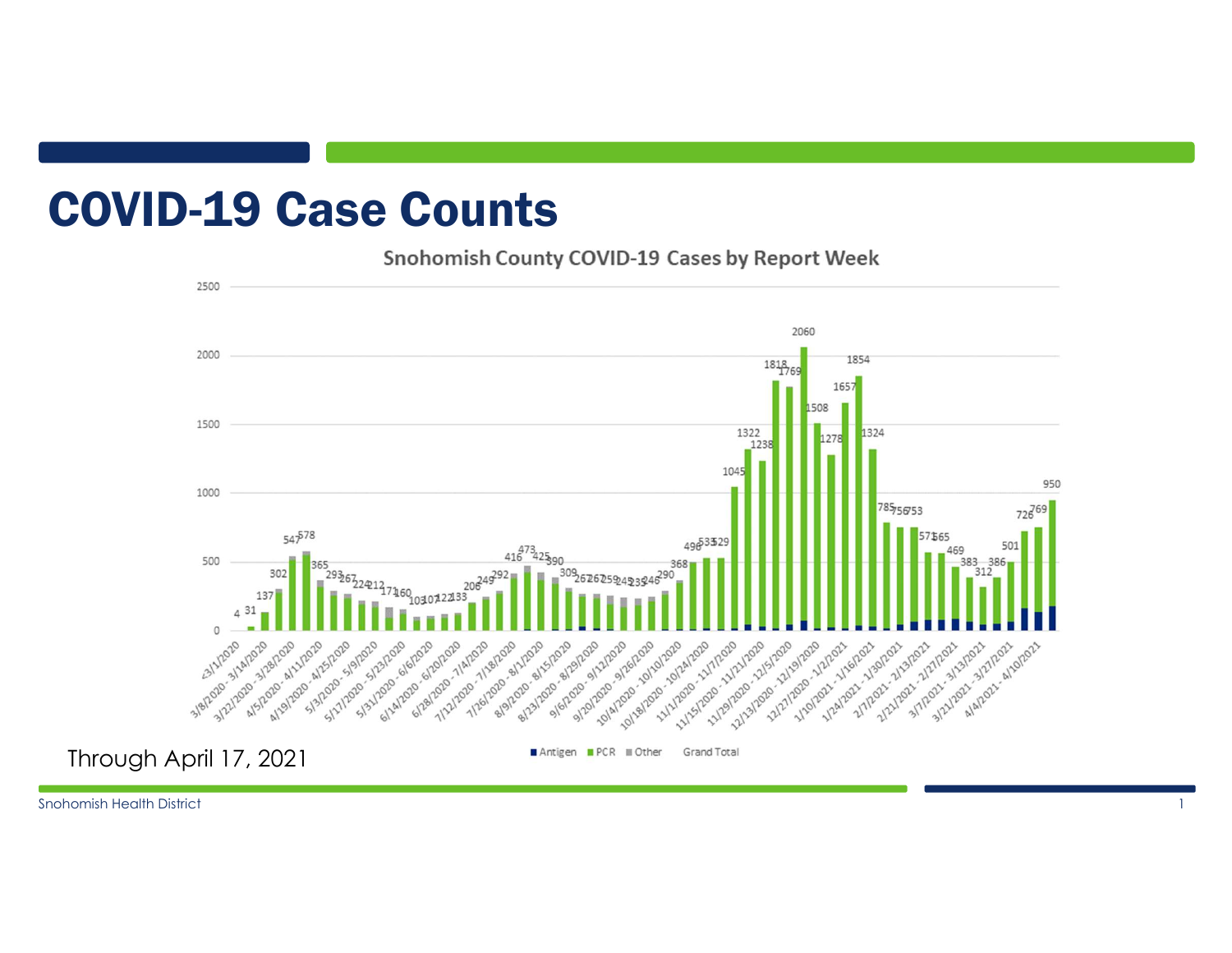# COVID-19 Case Counts

Snohomish County COVID-19 Cases by Report Week

| Report Week | Grand Total |
|---|---|
| <3/1/2020 | 4 |
| 3/8/2020 - 3/14/2020 | 31 |
| | 137 |
| 3/22/2020 - 3/28/2020 | 302 |
| | 547 |
| 4/5/2020 - 4/11/2020 | 578 |
| | 365 |
| 4/19/2020 - 4/25/2020 | 293 |
| | 267 |
| 5/3/2020 - 5/9/2020 | 224 |
| | 212 |
| 5/17/2020 - 5/23/2020 | 171 |
| | 160 |
| 5/31/2020 - 6/6/2020 | 103 |
| | 107 |
| 6/14/2020 - 6/20/2020 | 122 |
| | 133 |
| 6/28/2020 - 7/4/2020 | 206 |
| | 249 |
| 7/12/2020 - 7/18/2020 | 292 |
| | 416 |
| 7/26/2020 - 8/1/2020 | 473 |
| | 425 |
| 8/9/2020 - 8/15/2020 | 390 |
| | 309 |
| 8/23/2020 - 8/29/2020 | 267 |
| | 267 |
| 9/6/2020 - 9/12/2020 | 259 |
| | 245 |
| 9/20/2020 - 9/26/2020 | 235 |
| | 246 |
| 10/4/2020 - 10/10/2020 | 290 |
| | 368 |
| 10/18/2020 - 10/24/2020 | 496 |
| | 533 |
| 11/1/2020 - 11/7/2020 | 529 |
| | 1045 |
| 11/15/2020 - 11/21/2020 | 1322 |
| | 1238 |
| 11/29/2020 - 12/5/2020 | 1818 |
| | 1769 |
| 12/13/2020 - 12/19/2020 | 2060 |
| | 1508 |
| 12/27/2020 - 1/2/2021 | 1278 |
| | 1657 |
| 1/10/2021 - 1/16/2021 | 1854 |
| | 1324 |
| 1/24/2021 - 1/30/2021 | 785 |
| | 756 |
| 2/7/2021 - 2/13/2021 | 753 |
| | 571 |
| 2/21/2021 - 2/27/2021 | 565 |
| | 469 |
| 3/7/2021 - 3/13/2021 | 383 |
| | 312 |
| 3/21/2021 - 3/27/2021 | 386 |
| | 501 |
| 4/4/2021 - 4/10/2021 | 726 |
| | 769 |
| | 950 |

Legend: Antigen, PCR, Other, Grand Total

Through April 17, 2021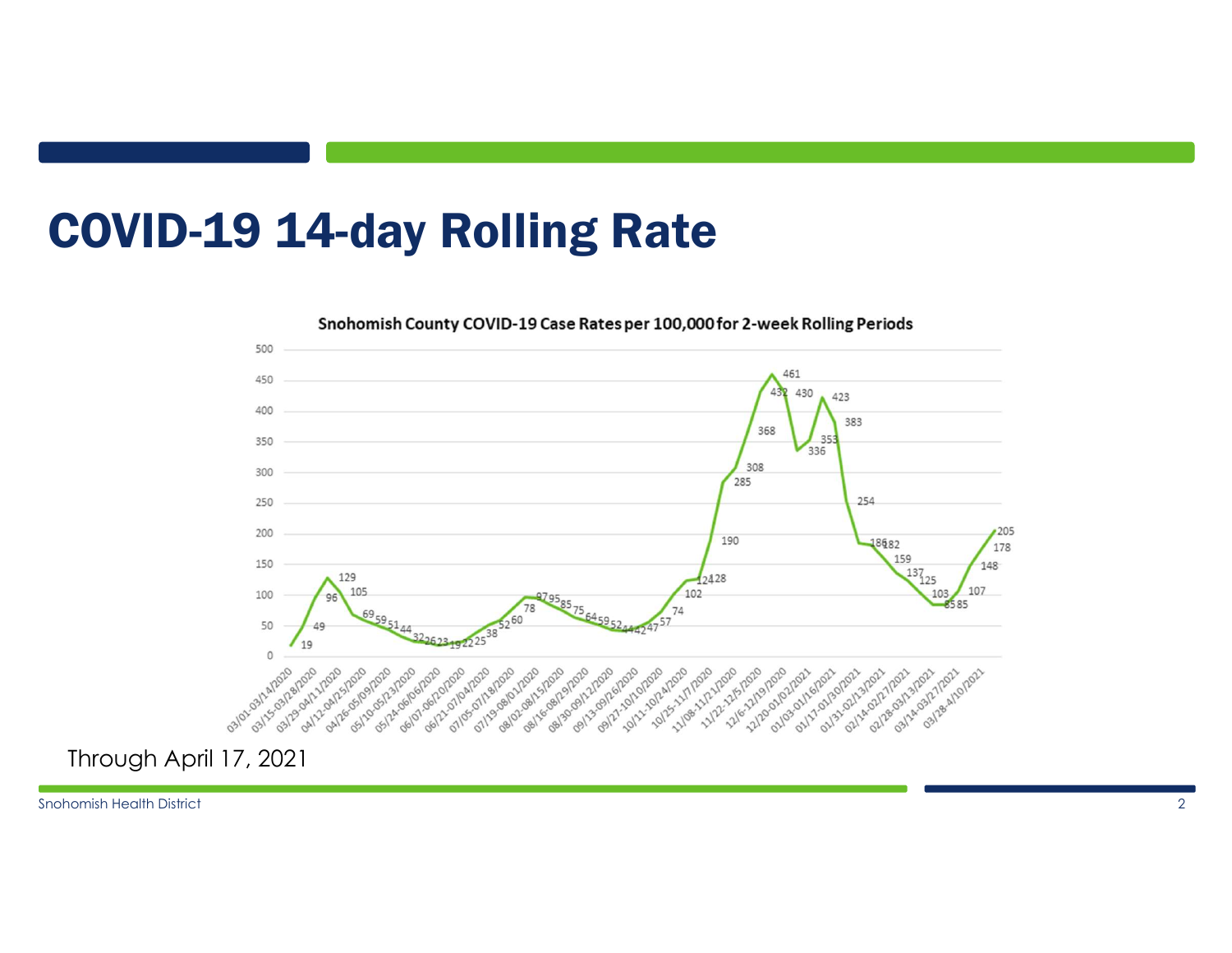# COVID-19 14-day Rolling Rate

**Snohomish County COVID-19 Case Rates per 100,000 for 2-week Rolling Periods**

Through April 17, 2021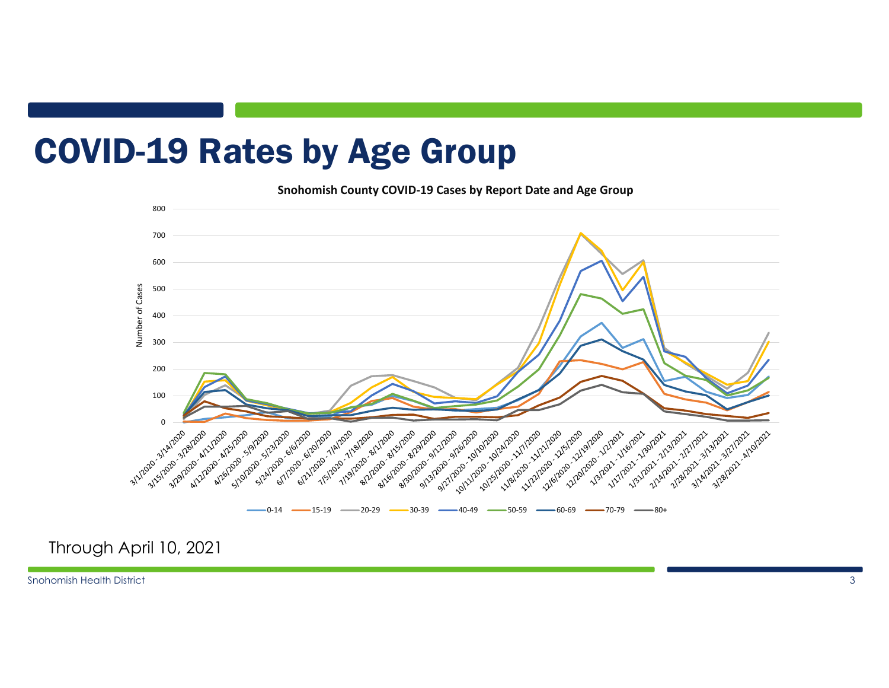# COVID-19 Rates by Age Group

Snohomish County COVID-19 Cases by Report Date and Age Group

Through April 10, 2021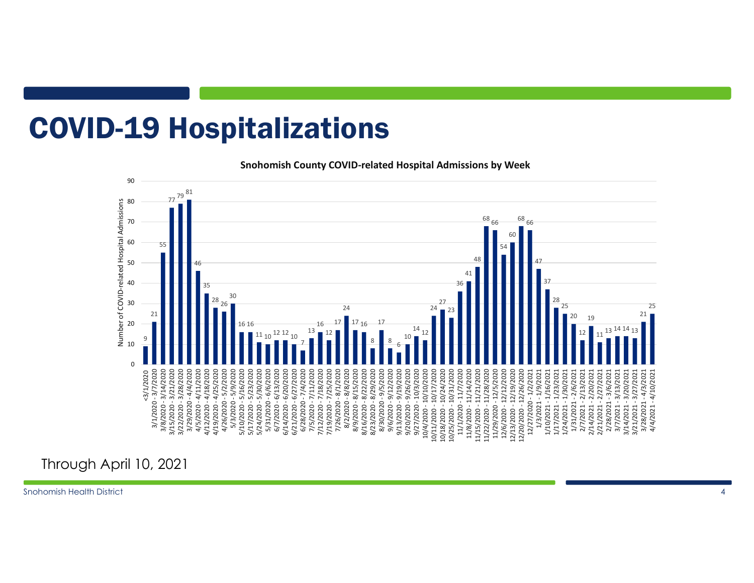# COVID-19 Hospitalizations

**Snohomish County COVID-related Hospital Admissions by Week**

Number of COVID-related Hospital Admissions

90
80
70
60
50
40
30
20
10
0

9 21 55 77 79 81 46 35 28 26 30 16 16 11 10 12 12 10 7 13 16 12 17 24 17 16 8 17 8 6 10 14 12 24 27 23 36 41 48 68 66 54 60 68 66 47 37 28 25 20 12 19 11 13 14 14 13 21 25

<3/1/2020
3/1/2020 - 3/7/2020
3/8/2020 - 3/14/2020
3/15/2020 - 3/21/2020
3/22/2020 - 3/28/2020
3/29/2020 - 4/4/2020
4/5/2020 - 4/11/2020
4/12/2020 - 4/18/2020
4/19/2020 - 4/25/2020
4/26/2020 - 5/2/2020
5/3/2020 - 5/9/2020
5/10/2020 - 5/16/2020
5/17/2020 - 5/23/2020
5/24/2020 - 5/30/2020
5/31/2020 - 6/6/2020
6/7/2020 - 6/13/2020
6/14/2020 - 6/20/2020
6/21/2020 - 6/27/2020
6/28/2020 - 7/4/2020
7/5/2020 - 7/11/2020
7/12/2020 - 7/18/2020
7/19/2020 - 7/25/2020
7/26/2020 - 8/1/2020
8/2/2020 - 8/8/2020
8/9/2020 - 8/15/2020
8/16/2020 - 8/22/2020
8/23/2020 - 8/29/2020
8/30/2020 - 9/5/2020
9/6/2020 - 9/12/2020
9/13/2020 - 9/19/2020
9/20/2020 - 9/26/2020
9/27/2020 - 10/3/2020
10/4/2020 - 10/10/2020
10/11/2020 - 10/17/2020
10/18/2020 - 10/24/2020
10/25/2020 - 10/31/2020
11/1/2020 - 11/7/2020
11/8/2020 - 11/14/2020
11/15/2020 - 11/21/2020
11/22/2020 - 11/28/2020
11/29/2020 - 12/5/2020
12/6/2020 - 12/12/2020
12/13/2020 - 12/19/2020
12/20/2020 - 12/26/2020
12/27/2020 - 1/2/2021
1/3/2021 - 1/9/2021
1/10/2021 - 1/16/2021
1/17/2021 - 1/23/2021
1/24/2021 - 1/30/2021
1/31/2021 - 2/6/2021
2/7/2021 - 2/13/2021
2/14/2021 - 2/20/2021
2/21/2021 - 2/27/2021
2/28/2021 - 3/6/2021
3/7/2021 - 3/13/2021
3/14/2021 - 3/20/2021
3/21/2021 - 3/27/2021
3/28/2021 - 4/3/2021
4/4/2021 - 4/10/2021

Through April 10, 2021

Snohomish Health District